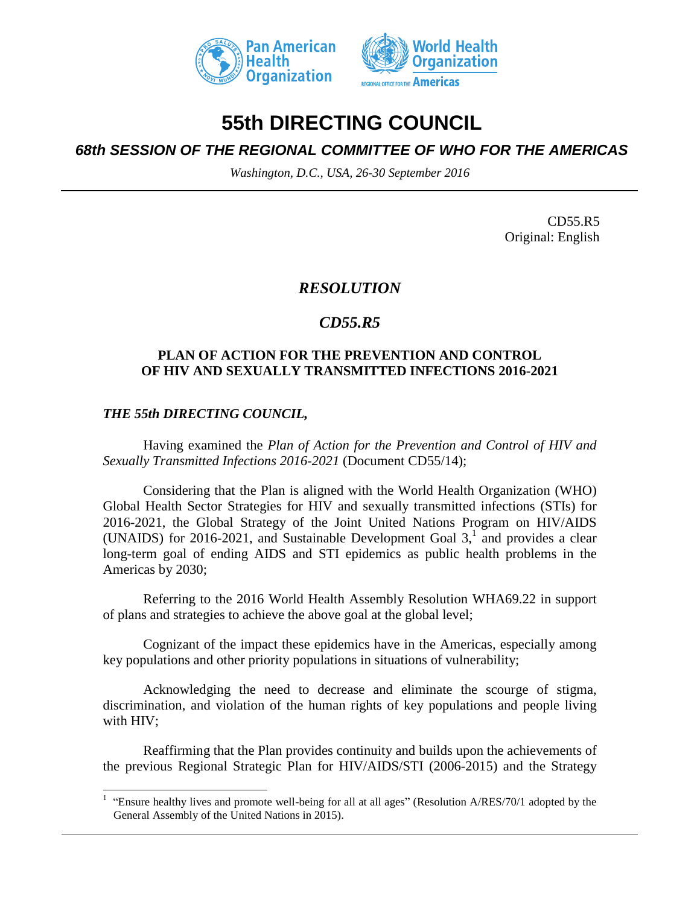# 55th DIRECTING COUNCIL

## *68th SESSION OF THE REGIONAL COMMITTEE OF WHO FOR THE AMERICAS*

*Washington, D.C., USA, 26-30 September 2016*

CD55.R5
Original: English

## *RESOLUTION*

## *CD55.R5*

### PLAN OF ACTION FOR THE PREVENTION AND CONTROL OF HIV AND SEXUALLY TRANSMITTED INFECTIONS 2016-2021

***THE 55th DIRECTING COUNCIL,***

Having examined the *Plan of Action for the Prevention and Control of HIV and Sexually Transmitted Infections 2016-2021* (Document CD55/14);

Considering that the Plan is aligned with the World Health Organization (WHO) Global Health Sector Strategies for HIV and sexually transmitted infections (STIs) for 2016-2021, the Global Strategy of the Joint United Nations Program on HIV/AIDS (UNAIDS) for 2016-2021, and Sustainable Development Goal 3,[1] and provides a clear long-term goal of ending AIDS and STI epidemics as public health problems in the Americas by 2030;

Referring to the 2016 World Health Assembly Resolution WHA69.22 in support of plans and strategies to achieve the above goal at the global level;

Cognizant of the impact these epidemics have in the Americas, especially among key populations and other priority populations in situations of vulnerability;

Acknowledging the need to decrease and eliminate the scourge of stigma, discrimination, and violation of the human rights of key populations and people living with HIV;

Reaffirming that the Plan provides continuity and builds upon the achievements of the previous Regional Strategic Plan for HIV/AIDS/STI (2006-2015) and the Strategy

---

[1] "Ensure healthy lives and promote well-being for all at all ages" (Resolution A/RES/70/1 adopted by the General Assembly of the United Nations in 2015).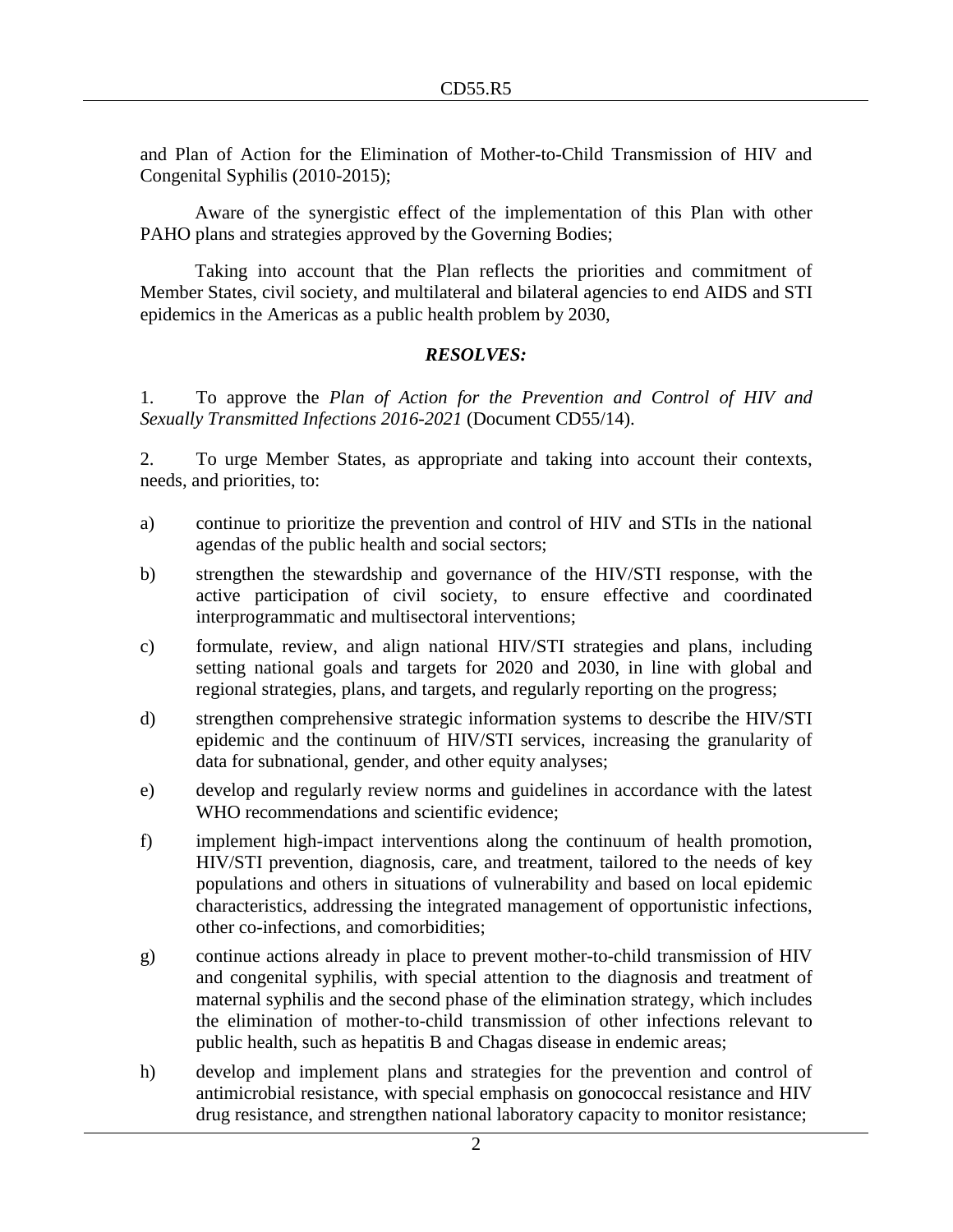and Plan of Action for the Elimination of Mother-to-Child Transmission of HIV and Congenital Syphilis (2010-2015);

Aware of the synergistic effect of the implementation of this Plan with other PAHO plans and strategies approved by the Governing Bodies;

Taking into account that the Plan reflects the priorities and commitment of Member States, civil society, and multilateral and bilateral agencies to end AIDS and STI epidemics in the Americas as a public health problem by 2030,

***RESOLVES:***

1. To approve the *Plan of Action for the Prevention and Control of HIV and Sexually Transmitted Infections 2016-2021* (Document CD55/14).

2. To urge Member States, as appropriate and taking into account their contexts, needs, and priorities, to:

a) continue to prioritize the prevention and control of HIV and STIs in the national agendas of the public health and social sectors;

b) strengthen the stewardship and governance of the HIV/STI response, with the active participation of civil society, to ensure effective and coordinated interprogrammatic and multisectoral interventions;

c) formulate, review, and align national HIV/STI strategies and plans, including setting national goals and targets for 2020 and 2030, in line with global and regional strategies, plans, and targets, and regularly reporting on the progress;

d) strengthen comprehensive strategic information systems to describe the HIV/STI epidemic and the continuum of HIV/STI services, increasing the granularity of data for subnational, gender, and other equity analyses;

e) develop and regularly review norms and guidelines in accordance with the latest WHO recommendations and scientific evidence;

f) implement high-impact interventions along the continuum of health promotion, HIV/STI prevention, diagnosis, care, and treatment, tailored to the needs of key populations and others in situations of vulnerability and based on local epidemic characteristics, addressing the integrated management of opportunistic infections, other co-infections, and comorbidities;

g) continue actions already in place to prevent mother-to-child transmission of HIV and congenital syphilis, with special attention to the diagnosis and treatment of maternal syphilis and the second phase of the elimination strategy, which includes the elimination of mother-to-child transmission of other infections relevant to public health, such as hepatitis B and Chagas disease in endemic areas;

h) develop and implement plans and strategies for the prevention and control of antimicrobial resistance, with special emphasis on gonococcal resistance and HIV drug resistance, and strengthen national laboratory capacity to monitor resistance;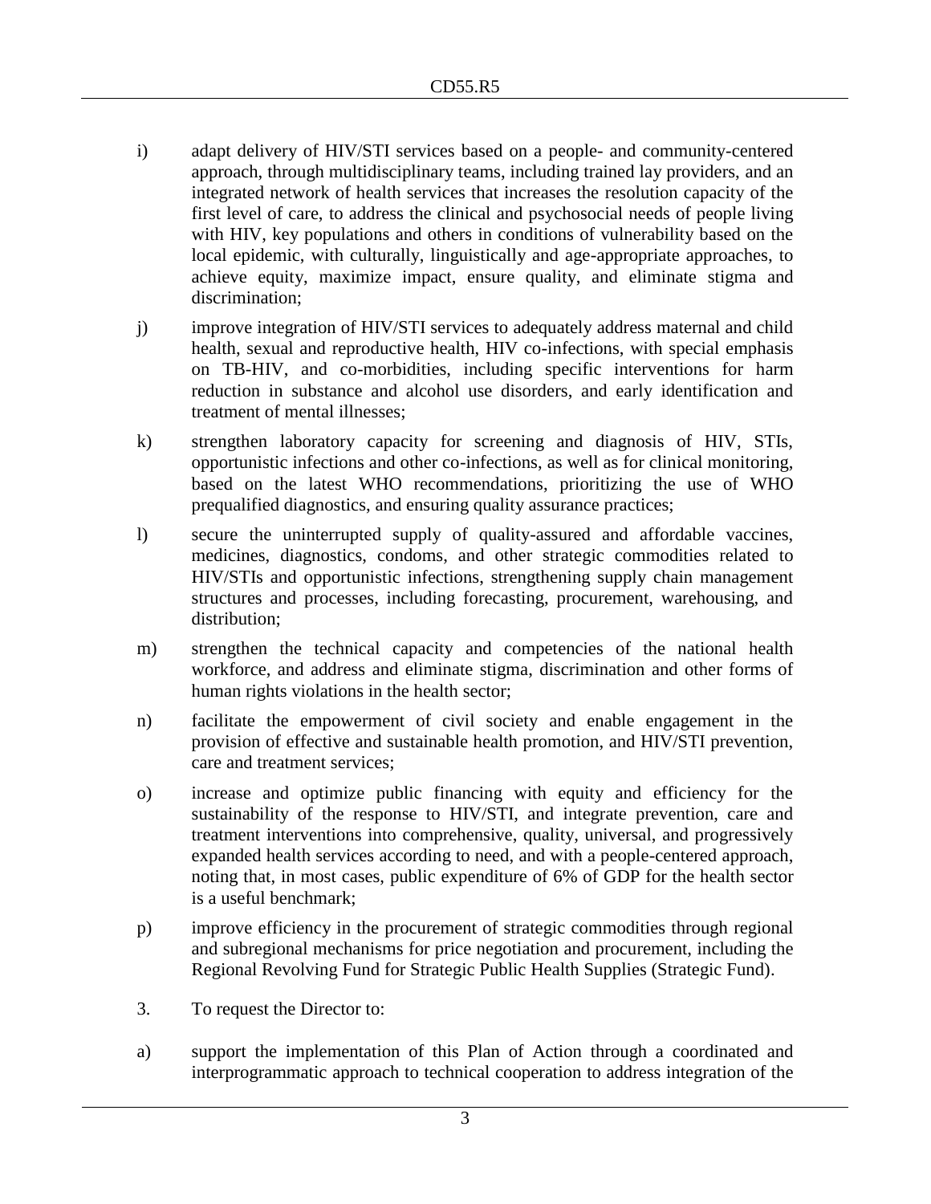i) adapt delivery of HIV/STI services based on a people- and community-centered approach, through multidisciplinary teams, including trained lay providers, and an integrated network of health services that increases the resolution capacity of the first level of care, to address the clinical and psychosocial needs of people living with HIV, key populations and others in conditions of vulnerability based on the local epidemic, with culturally, linguistically and age-appropriate approaches, to achieve equity, maximize impact, ensure quality, and eliminate stigma and discrimination;

j) improve integration of HIV/STI services to adequately address maternal and child health, sexual and reproductive health, HIV co-infections, with special emphasis on TB-HIV, and co-morbidities, including specific interventions for harm reduction in substance and alcohol use disorders, and early identification and treatment of mental illnesses;

k) strengthen laboratory capacity for screening and diagnosis of HIV, STIs, opportunistic infections and other co-infections, as well as for clinical monitoring, based on the latest WHO recommendations, prioritizing the use of WHO prequalified diagnostics, and ensuring quality assurance practices;

l) secure the uninterrupted supply of quality-assured and affordable vaccines, medicines, diagnostics, condoms, and other strategic commodities related to HIV/STIs and opportunistic infections, strengthening supply chain management structures and processes, including forecasting, procurement, warehousing, and distribution;

m) strengthen the technical capacity and competencies of the national health workforce, and address and eliminate stigma, discrimination and other forms of human rights violations in the health sector;

n) facilitate the empowerment of civil society and enable engagement in the provision of effective and sustainable health promotion, and HIV/STI prevention, care and treatment services;

o) increase and optimize public financing with equity and efficiency for the sustainability of the response to HIV/STI, and integrate prevention, care and treatment interventions into comprehensive, quality, universal, and progressively expanded health services according to need, and with a people-centered approach, noting that, in most cases, public expenditure of 6% of GDP for the health sector is a useful benchmark;

p) improve efficiency in the procurement of strategic commodities through regional and subregional mechanisms for price negotiation and procurement, including the Regional Revolving Fund for Strategic Public Health Supplies (Strategic Fund).

3. To request the Director to:

a) support the implementation of this Plan of Action through a coordinated and interprogrammatic approach to technical cooperation to address integration of the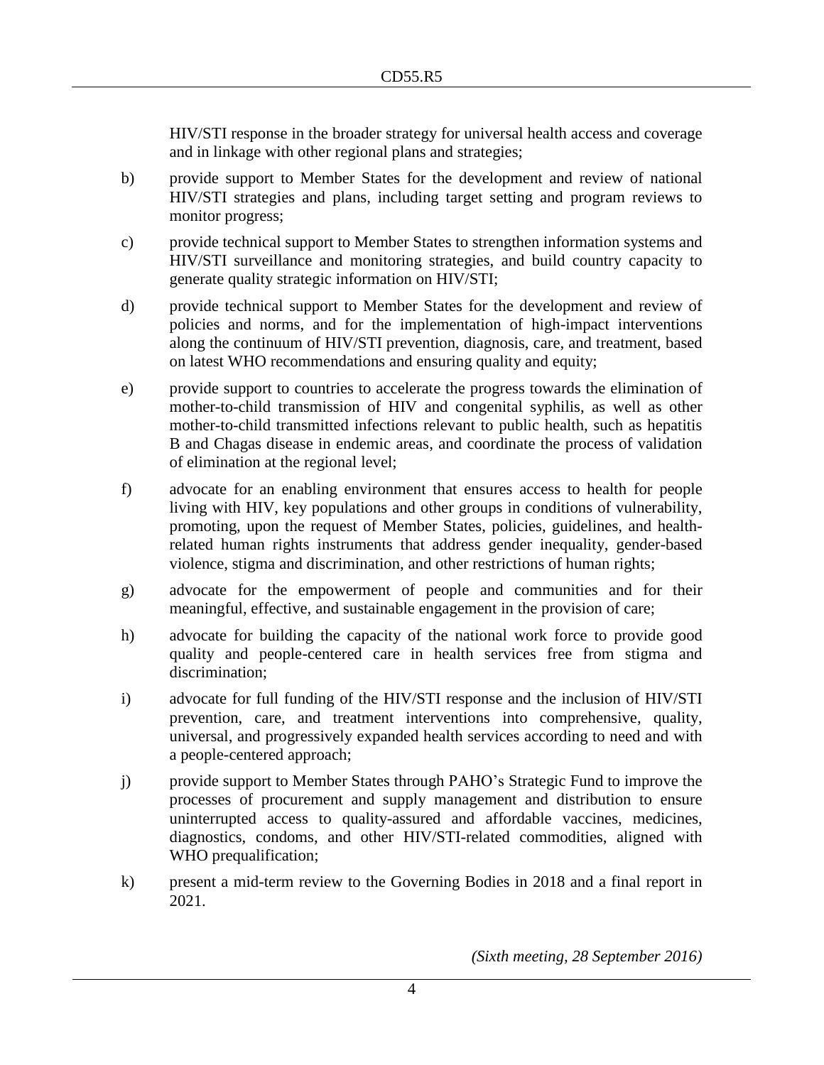HIV/STI response in the broader strategy for universal health access and coverage and in linkage with other regional plans and strategies;

b) provide support to Member States for the development and review of national HIV/STI strategies and plans, including target setting and program reviews to monitor progress;

c) provide technical support to Member States to strengthen information systems and HIV/STI surveillance and monitoring strategies, and build country capacity to generate quality strategic information on HIV/STI;

d) provide technical support to Member States for the development and review of policies and norms, and for the implementation of high-impact interventions along the continuum of HIV/STI prevention, diagnosis, care, and treatment, based on latest WHO recommendations and ensuring quality and equity;

e) provide support to countries to accelerate the progress towards the elimination of mother-to-child transmission of HIV and congenital syphilis, as well as other mother-to-child transmitted infections relevant to public health, such as hepatitis B and Chagas disease in endemic areas, and coordinate the process of validation of elimination at the regional level;

f) advocate for an enabling environment that ensures access to health for people living with HIV, key populations and other groups in conditions of vulnerability, promoting, upon the request of Member States, policies, guidelines, and health-related human rights instruments that address gender inequality, gender-based violence, stigma and discrimination, and other restrictions of human rights;

g) advocate for the empowerment of people and communities and for their meaningful, effective, and sustainable engagement in the provision of care;

h) advocate for building the capacity of the national work force to provide good quality and people-centered care in health services free from stigma and discrimination;

i) advocate for full funding of the HIV/STI response and the inclusion of HIV/STI prevention, care, and treatment interventions into comprehensive, quality, universal, and progressively expanded health services according to need and with a people-centered approach;

j) provide support to Member States through PAHO's Strategic Fund to improve the processes of procurement and supply management and distribution to ensure uninterrupted access to quality-assured and affordable vaccines, medicines, diagnostics, condoms, and other HIV/STI-related commodities, aligned with WHO prequalification;

k) present a mid-term review to the Governing Bodies in 2018 and a final report in 2021.

*(Sixth meeting, 28 September 2016)*